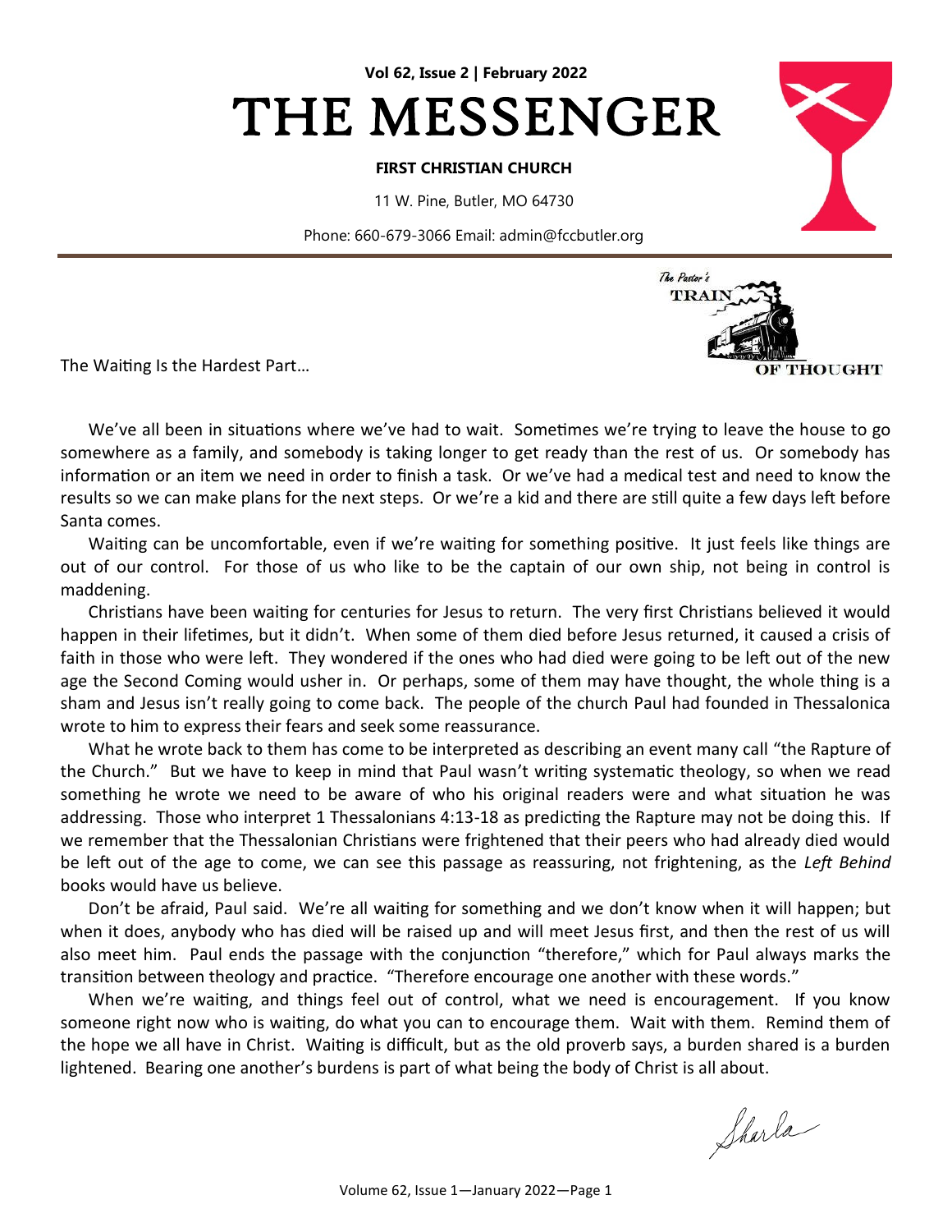**Vol 62, Issue 2 | February 2022**

# THE MESSENGER

**FIRST CHRISTIAN CHURCH**

11 W. Pine, Butler, MO 64730

Phone: 660-679-3066 Email: admin@fccbutler.org

The Pastor's TRAIN OF THOUGHT

## The Waiting Is the Hardest Part…

We've all been in situations where we've had to wait. Sometimes we're trying to leave the house to go somewhere as a family, and somebody is taking longer to get ready than the rest of us. Or somebody has information or an item we need in order to finish a task. Or we've had a medical test and need to know the results so we can make plans for the next steps. Or we're a kid and there are still quite a few days left before Santa comes.

Waiting can be uncomfortable, even if we're waiting for something positive. It just feels like things are out of our control. For those of us who like to be the captain of our own ship, not being in control is maddening.

Christians have been waiting for centuries for Jesus to return. The very first Christians believed it would happen in their lifetimes, but it didn't. When some of them died before Jesus returned, it caused a crisis of faith in those who were left. They wondered if the ones who had died were going to be left out of the new age the Second Coming would usher in. Or perhaps, some of them may have thought, the whole thing is a sham and Jesus isn't really going to come back. The people of the church Paul had founded in Thessalonica wrote to him to express their fears and seek some reassurance.

What he wrote back to them has come to be interpreted as describing an event many call "the Rapture of the Church." But we have to keep in mind that Paul wasn't writing systematic theology, so when we read something he wrote we need to be aware of who his original readers were and what situation he was addressing. Those who interpret 1 Thessalonians 4:13-18 as predicting the Rapture may not be doing this. If we remember that the Thessalonian Christians were frightened that their peers who had already died would be left out of the age to come, we can see this passage as reassuring, not frightening, as the *Left Behind* books would have us believe.

Don't be afraid, Paul said. We're all waiting for something and we don't know when it will happen; but when it does, anybody who has died will be raised up and will meet Jesus first, and then the rest of us will also meet him. Paul ends the passage with the conjunction "therefore," which for Paul always marks the transition between theology and practice. "Therefore encourage one another with these words."

When we're waiting, and things feel out of control, what we need is encouragement. If you know someone right now who is waiting, do what you can to encourage them. Wait with them. Remind them of the hope we all have in Christ. Waiting is difficult, but as the old proverb says, a burden shared is a burden lightened. Bearing one another's burdens is part of what being the body of Christ is all about.

Sharla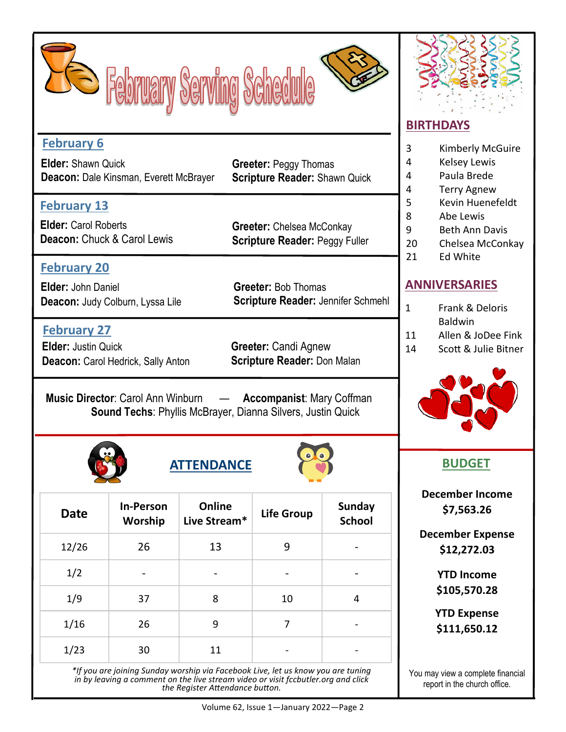# February Serving Schedule

## February 6

**Elder:** Shawn Quick
**Deacon:** Dale Kinsman, Everett McBrayer
**Greeter:** Peggy Thomas
**Scripture Reader:** Shawn Quick

## February 13

**Elder:** Carol Roberts
**Deacon:** Chuck & Carol Lewis
**Greeter:** Chelsea McConkay
**Scripture Reader:** Peggy Fuller

## February 20

**Elder:** John Daniel
**Deacon:** Judy Colburn, Lyssa Lile
**Greeter:** Bob Thomas
**Scripture Reader:** Jennifer Schmehl

## February 27

**Elder:** Justin Quick
**Deacon:** Carol Hedrick, Sally Anton
**Greeter:** Candi Agnew
**Scripture Reader:** Don Malan

**Music Director**: Carol Ann Winburn — **Accompanist**: Mary Coffman
**Sound Techs**: Phyllis McBrayer, Dianna Silvers, Justin Quick

## ATTENDANCE

| Date | In-Person Worship | Online Live Stream* | Life Group | Sunday School |
|---|---|---|---|---|
| 12/26 | 26 | 13 | 9 | - |
| 1/2 | - | - | - | - |
| 1/9 | 37 | 8 | 10 | 4 |
| 1/16 | 26 | 9 | 7 | - |
| 1/23 | 30 | 11 | - | - |

*\*If you are joining Sunday worship via Facebook Live, let us know you are tuning in by leaving a comment on the live stream video or visit fccbutler.org and click the Register Attendance button.*

## BIRTHDAYS

- 3 Kimberly McGuire
- 4 Kelsey Lewis
- 4 Paula Brede
- 4 Terry Agnew
- 5 Kevin Huenefeldt
- 8 Abe Lewis
- 9 Beth Ann Davis
- 20 Chelsea McConkay
- 21 Ed White

## ANNIVERSARIES

- 1 Frank & Deloris Baldwin
- 11 Allen & JoDee Fink
- 14 Scott & Julie Bitner

## BUDGET

**December Income**
**$7,563.26**

**December Expense**
**$12,272.03**

**YTD Income**
**$105,570.28**

**YTD Expense**
**$111,650.12**

You may view a complete financial report in the church office.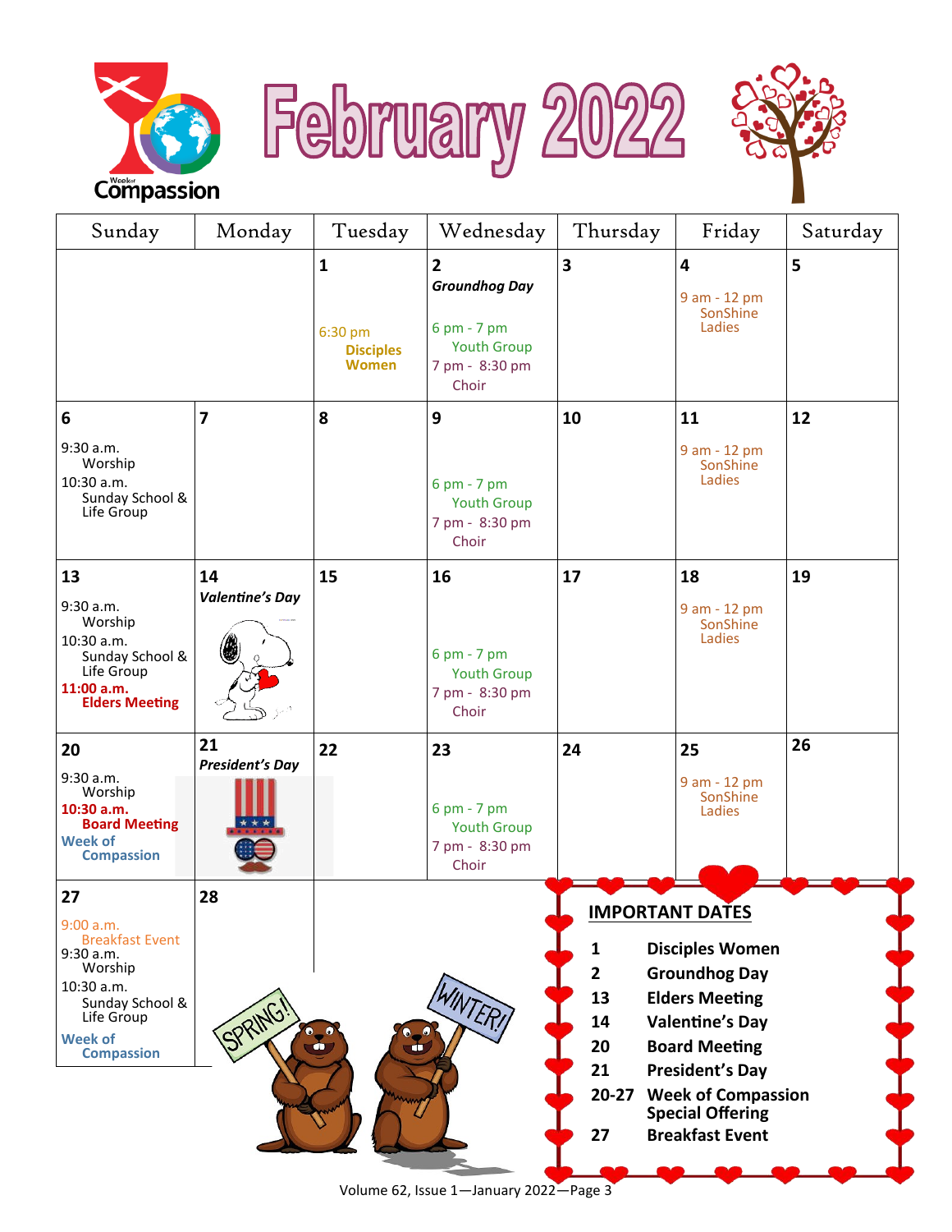# February 2022

| Sunday | Monday | Tuesday | Wednesday | Thursday | Friday | Saturday |
|---|---|---|---|---|---|---|
| | | **1**<br>6:30 pm<br>**Disciples Women** | **2**<br>***Groundhog Day***<br>6 pm - 7 pm<br>Youth Group<br>7 pm - 8:30 pm<br>Choir | **3** | **4**<br>9 am - 12 pm<br>SonShine Ladies | **5** |
| **6**<br>9:30 a.m.<br>Worship<br>10:30 a.m.<br>Sunday School & Life Group | **7** | **8** | **9**<br>6 pm - 7 pm<br>Youth Group<br>7 pm - 8:30 pm<br>Choir | **10** | **11**<br>9 am - 12 pm<br>SonShine Ladies | **12** |
| **13**<br>9:30 a.m.<br>Worship<br>10:30 a.m.<br>Sunday School & Life Group<br>**11:00 a.m.**<br>**Elders Meeting** | **14**<br>***Valentine's Day*** | **15** | **16**<br>6 pm - 7 pm<br>Youth Group<br>7 pm - 8:30 pm<br>Choir | **17** | **18**<br>9 am - 12 pm<br>SonShine Ladies | **19** |
| **20**<br>9:30 a.m.<br>Worship<br>**10:30 a.m.**<br>**Board Meeting**<br>**Week of Compassion** | **21**<br>***President's Day*** | **22** | **23**<br>6 pm - 7 pm<br>Youth Group<br>7 pm - 8:30 pm<br>Choir | **24** | **25**<br>9 am - 12 pm<br>SonShine Ladies | **26** |
| **27**<br>9:00 a.m.<br>Breakfast Event<br>9:30 a.m.<br>Worship<br>10:30 a.m.<br>Sunday School & Life Group<br>**Week of Compassion** | **28** | | | | | |

## IMPORTANT DATES

| | |
|---|---|
| **1** | **Disciples Women** |
| **2** | **Groundhog Day** |
| **13** | **Elders Meeting** |
| **14** | **Valentine's Day** |
| **20** | **Board Meeting** |
| **21** | **President's Day** |
| **20-27** | **Week of Compassion Special Offering** |
| **27** | **Breakfast Event** |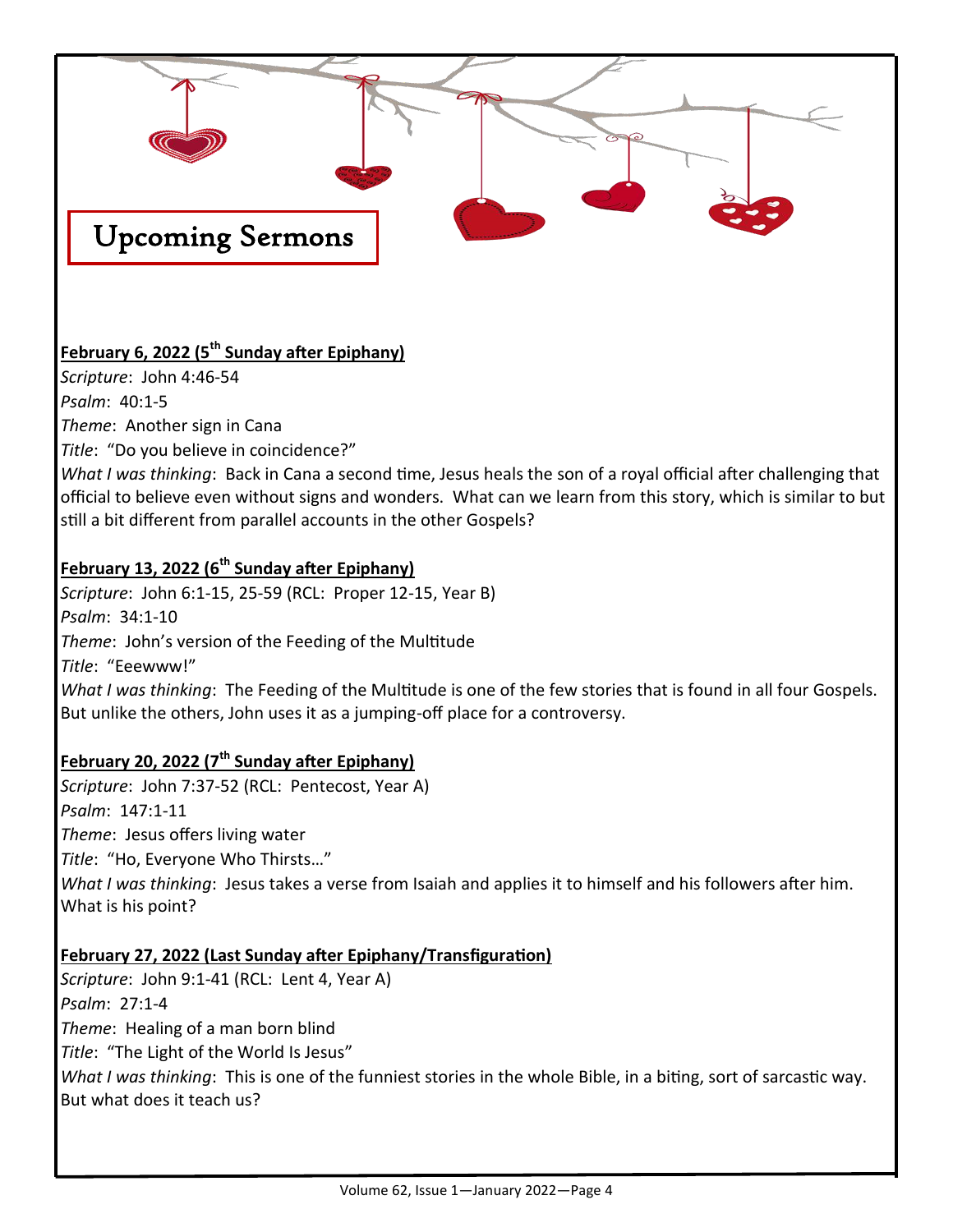# Upcoming Sermons

**February 6, 2022 (5th Sunday after Epiphany)**

*Scripture*: John 4:46-54
*Psalm*: 40:1-5
*Theme*: Another sign in Cana
*Title*: "Do you believe in coincidence?"
*What I was thinking*: Back in Cana a second time, Jesus heals the son of a royal official after challenging that official to believe even without signs and wonders. What can we learn from this story, which is similar to but still a bit different from parallel accounts in the other Gospels?

**February 13, 2022 (6th Sunday after Epiphany)**

*Scripture*: John 6:1-15, 25-59 (RCL: Proper 12-15, Year B)
*Psalm*: 34:1-10
*Theme*: John's version of the Feeding of the Multitude
*Title*: "Eeewww!"
*What I was thinking*: The Feeding of the Multitude is one of the few stories that is found in all four Gospels. But unlike the others, John uses it as a jumping-off place for a controversy.

**February 20, 2022 (7th Sunday after Epiphany)**

*Scripture*: John 7:37-52 (RCL: Pentecost, Year A)
*Psalm*: 147:1-11
*Theme*: Jesus offers living water
*Title*: "Ho, Everyone Who Thirsts…"
*What I was thinking*: Jesus takes a verse from Isaiah and applies it to himself and his followers after him. What is his point?

**February 27, 2022 (Last Sunday after Epiphany/Transfiguration)**

*Scripture*: John 9:1-41 (RCL: Lent 4, Year A)
*Psalm*: 27:1-4
*Theme*: Healing of a man born blind
*Title*: "The Light of the World Is Jesus"
*What I was thinking*: This is one of the funniest stories in the whole Bible, in a biting, sort of sarcastic way. But what does it teach us?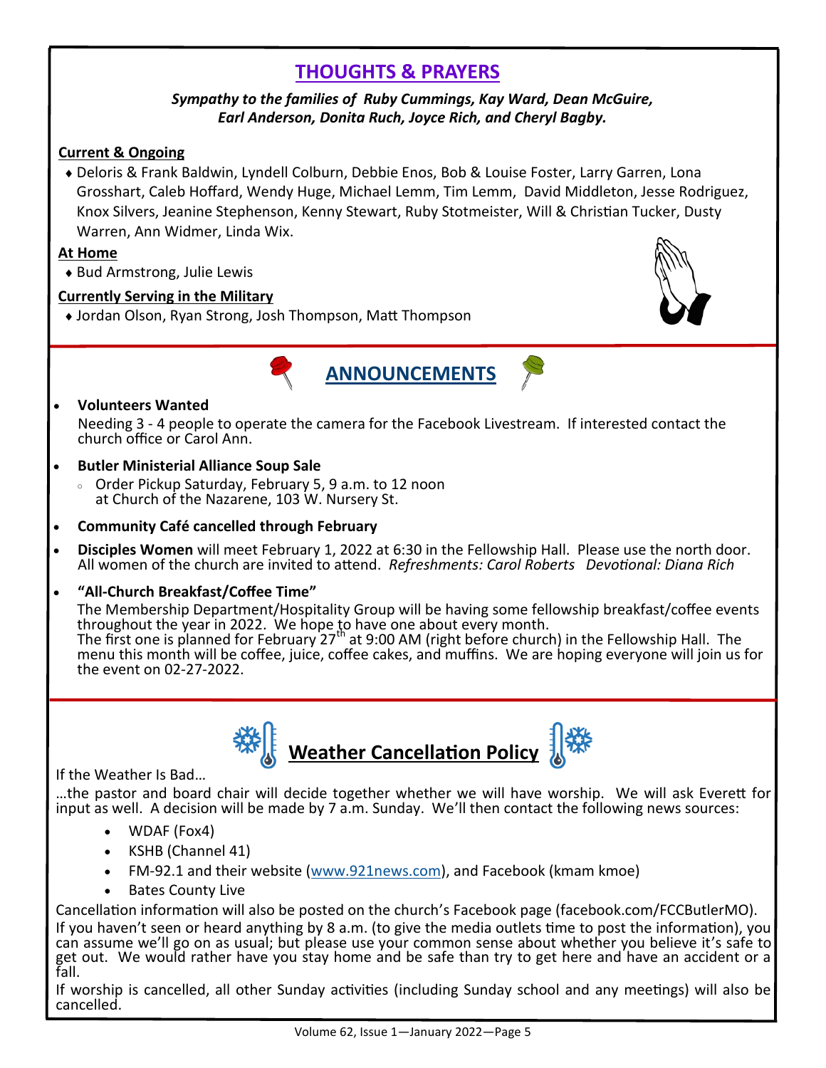## THOUGHTS & PRAYERS

***Sympathy to the families of Ruby Cummings, Kay Ward, Dean McGuire, Earl Anderson, Donita Ruch, Joyce Rich, and Cheryl Bagby.***

**Current & Ongoing**

- Deloris & Frank Baldwin, Lyndell Colburn, Debbie Enos, Bob & Louise Foster, Larry Garren, Lona Grosshart, Caleb Hoffard, Wendy Huge, Michael Lemm, Tim Lemm, David Middleton, Jesse Rodriguez, Knox Silvers, Jeanine Stephenson, Kenny Stewart, Ruby Stotmeister, Will & Christian Tucker, Dusty Warren, Ann Widmer, Linda Wix.

**At Home**

- Bud Armstrong, Julie Lewis

**Currently Serving in the Military**

- Jordan Olson, Ryan Strong, Josh Thompson, Matt Thompson

## ANNOUNCEMENTS

- **Volunteers Wanted**
  Needing 3 - 4 people to operate the camera for the Facebook Livestream. If interested contact the church office or Carol Ann.
- **Butler Ministerial Alliance Soup Sale**
  - Order Pickup Saturday, February 5, 9 a.m. to 12 noon at Church of the Nazarene, 103 W. Nursery St.
- **Community Café cancelled through February**
- **Disciples Women** will meet February 1, 2022 at 6:30 in the Fellowship Hall. Please use the north door. All women of the church are invited to attend. *Refreshments: Carol Roberts Devotional: Diana Rich*
- **"All-Church Breakfast/Coffee Time"**
  The Membership Department/Hospitality Group will be having some fellowship breakfast/coffee events throughout the year in 2022. We hope to have one about every month.
  The first one is planned for February 27th at 9:00 AM (right before church) in the Fellowship Hall. The menu this month will be coffee, juice, coffee cakes, and muffins. We are hoping everyone will join us for the event on 02-27-2022.

## Weather Cancellation Policy

If the Weather Is Bad…

…the pastor and board chair will decide together whether we will have worship. We will ask Everett for input as well. A decision will be made by 7 a.m. Sunday. We'll then contact the following news sources:

- WDAF (Fox4)
- KSHB (Channel 41)
- FM-92.1 and their website (www.921news.com), and Facebook (kmam kmoe)
- Bates County Live

Cancellation information will also be posted on the church's Facebook page (facebook.com/FCCButlerMO).

If you haven't seen or heard anything by 8 a.m. (to give the media outlets time to post the information), you can assume we'll go on as usual; but please use your common sense about whether you believe it's safe to get out. We would rather have you stay home and be safe than try to get here and have an accident or a fall.

If worship is cancelled, all other Sunday activities (including Sunday school and any meetings) will also be cancelled.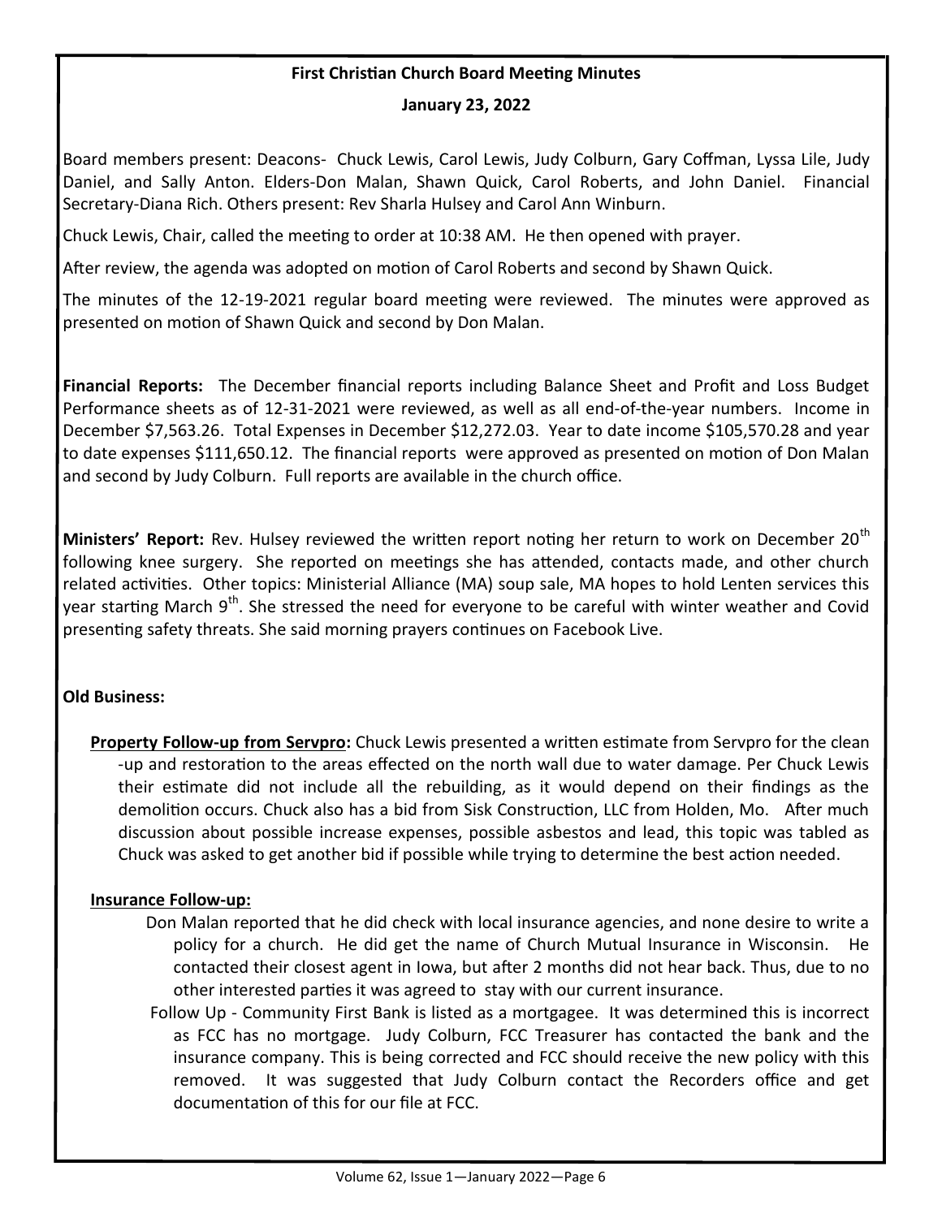## First Christian Church Board Meeting Minutes

**January 23, 2022**

Board members present: Deacons- Chuck Lewis, Carol Lewis, Judy Colburn, Gary Coffman, Lyssa Lile, Judy Daniel, and Sally Anton. Elders-Don Malan, Shawn Quick, Carol Roberts, and John Daniel. Financial Secretary-Diana Rich. Others present: Rev Sharla Hulsey and Carol Ann Winburn.

Chuck Lewis, Chair, called the meeting to order at 10:38 AM. He then opened with prayer.

After review, the agenda was adopted on motion of Carol Roberts and second by Shawn Quick.

The minutes of the 12-19-2021 regular board meeting were reviewed. The minutes were approved as presented on motion of Shawn Quick and second by Don Malan.

**Financial Reports:** The December financial reports including Balance Sheet and Profit and Loss Budget Performance sheets as of 12-31-2021 were reviewed, as well as all end-of-the-year numbers. Income in December $7,563.26. Total Expenses in December $12,272.03. Year to date income $105,570.28 and year to date expenses $111,650.12. The financial reports were approved as presented on motion of Don Malan and second by Judy Colburn. Full reports are available in the church office.

**Ministers' Report:** Rev. Hulsey reviewed the written report noting her return to work on December 20th following knee surgery. She reported on meetings she has attended, contacts made, and other church related activities. Other topics: Ministerial Alliance (MA) soup sale, MA hopes to hold Lenten services this year starting March 9th. She stressed the need for everyone to be careful with winter weather and Covid presenting safety threats. She said morning prayers continues on Facebook Live.

**Old Business:**

**Property Follow-up from Servpro:** Chuck Lewis presented a written estimate from Servpro for the clean-up and restoration to the areas effected on the north wall due to water damage. Per Chuck Lewis their estimate did not include all the rebuilding, as it would depend on their findings as the demolition occurs. Chuck also has a bid from Sisk Construction, LLC from Holden, Mo. After much discussion about possible increase expenses, possible asbestos and lead, this topic was tabled as Chuck was asked to get another bid if possible while trying to determine the best action needed.

**Insurance Follow-up:**

Don Malan reported that he did check with local insurance agencies, and none desire to write a policy for a church. He did get the name of Church Mutual Insurance in Wisconsin. He contacted their closest agent in Iowa, but after 2 months did not hear back. Thus, due to no other interested parties it was agreed to stay with our current insurance.

Follow Up - Community First Bank is listed as a mortgagee. It was determined this is incorrect as FCC has no mortgage. Judy Colburn, FCC Treasurer has contacted the bank and the insurance company. This is being corrected and FCC should receive the new policy with this removed. It was suggested that Judy Colburn contact the Recorders office and get documentation of this for our file at FCC.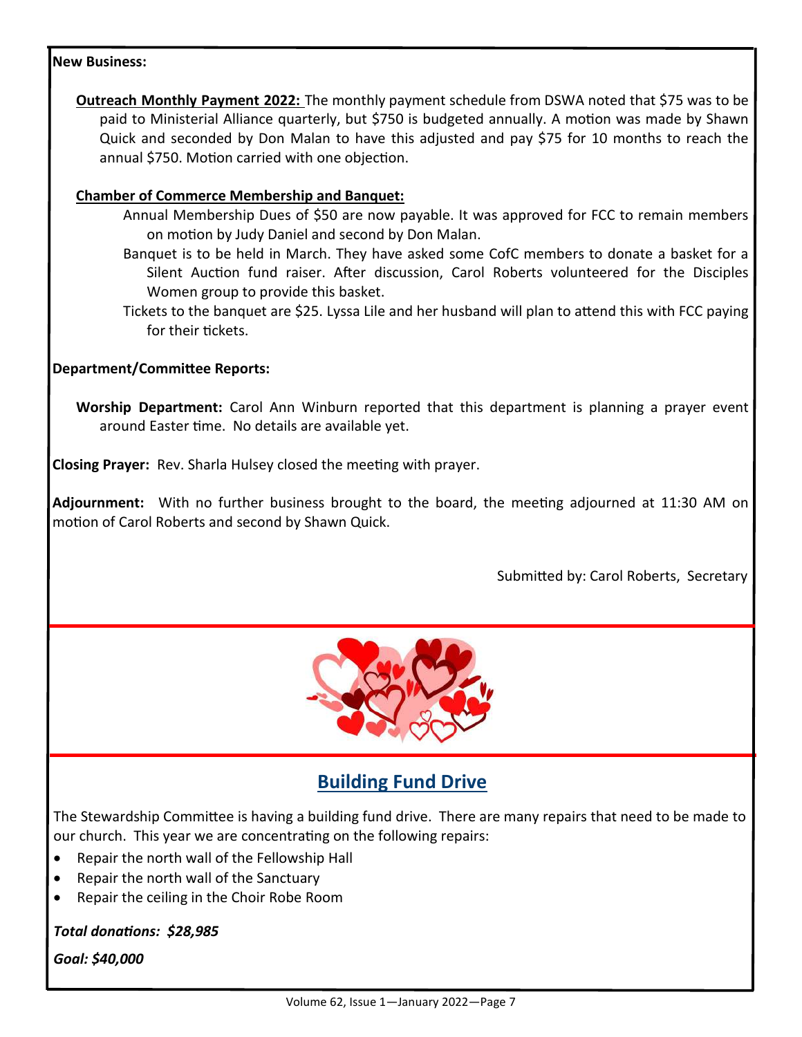**New Business:**

**Outreach Monthly Payment 2022:** The monthly payment schedule from DSWA noted that $75 was to be paid to Ministerial Alliance quarterly, but $750 is budgeted annually. A motion was made by Shawn Quick and seconded by Don Malan to have this adjusted and pay $75 for 10 months to reach the annual $750. Motion carried with one objection.

**Chamber of Commerce Membership and Banquet:**

Annual Membership Dues of $50 are now payable. It was approved for FCC to remain members on motion by Judy Daniel and second by Don Malan.

Banquet is to be held in March. They have asked some CofC members to donate a basket for a Silent Auction fund raiser. After discussion, Carol Roberts volunteered for the Disciples Women group to provide this basket.

Tickets to the banquet are $25. Lyssa Lile and her husband will plan to attend this with FCC paying for their tickets.

**Department/Committee Reports:**

**Worship Department:** Carol Ann Winburn reported that this department is planning a prayer event around Easter time. No details are available yet.

**Closing Prayer:** Rev. Sharla Hulsey closed the meeting with prayer.

**Adjournment:** With no further business brought to the board, the meeting adjourned at 11:30 AM on motion of Carol Roberts and second by Shawn Quick.

Submitted by: Carol Roberts, Secretary

## Building Fund Drive

The Stewardship Committee is having a building fund drive. There are many repairs that need to be made to our church. This year we are concentrating on the following repairs:

- Repair the north wall of the Fellowship Hall
- Repair the north wall of the Sanctuary
- Repair the ceiling in the Choir Robe Room

***Total donations: $28,985***

***Goal: $40,000***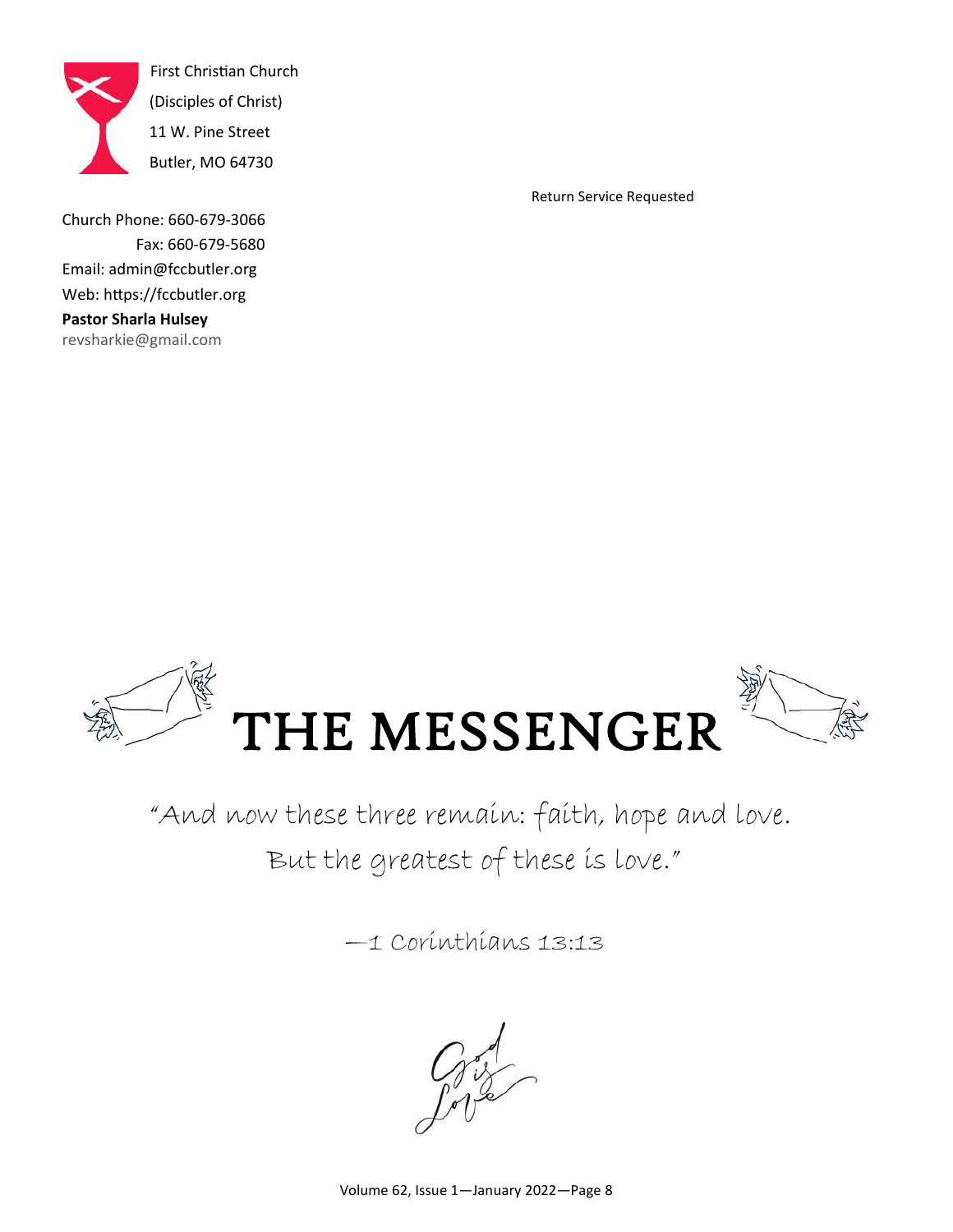First Christian Church

(Disciples of Christ)

11 W. Pine Street

Butler, MO 64730

Return Service Requested

Church Phone: 660-679-3066

Fax: 660-679-5680

Email: admin@fccbutler.org

Web: https://fccbutler.org

**Pastor Sharla Hulsey**

revsharkie@gmail.com

# THE MESSENGER

"And now these three remain: faith, hope and love. But the greatest of these is love."

—1 Corinthians 13:13

God is Love

Volume 62, Issue 1—January 2022—Page 8